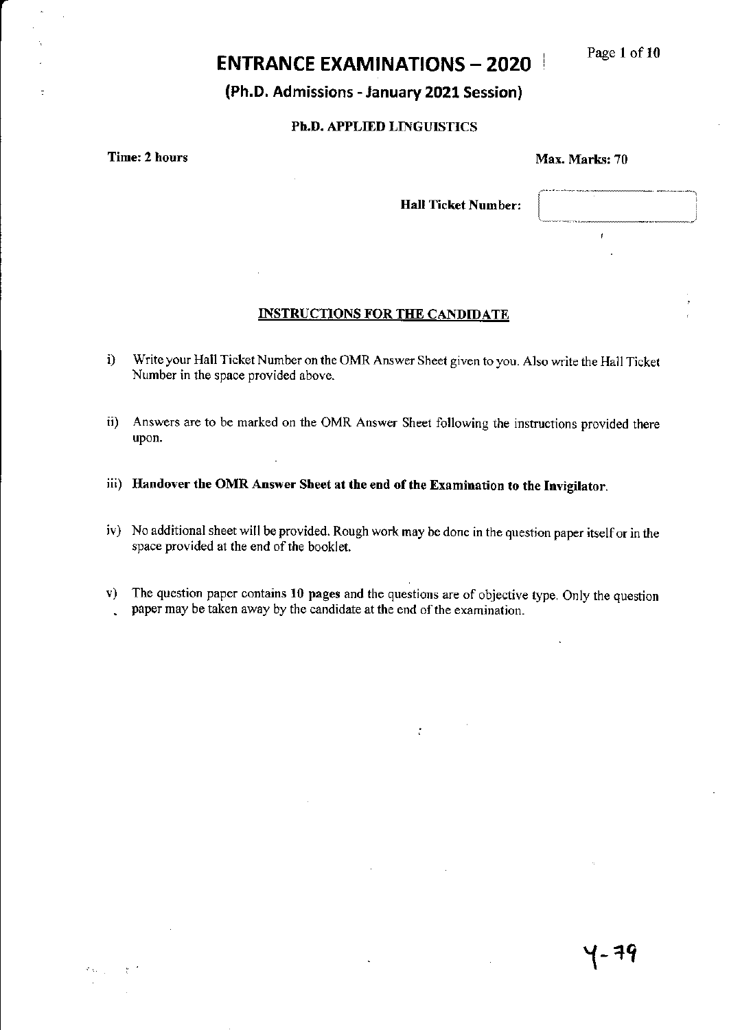# ENTRANCE EXAMINATIONS – 2020

## (Ph.D. Admissions - January 2021 Session)

### Ph.D. APPLIED LINGUISTICS

**Time: 2 hours** **Max. Marks: 70**

**Hall Ticket Number:**

**INSTRUCTIONS FOR THE CANDIDATE**

i) Write your Hall Ticket Number on the OMR Answer Sheet given to you. Also write the Hall Ticket Number in the space provided above.

ii) Answers are to be marked on the OMR Answer Sheet following the instructions provided there upon.

iii) **Handover the OMR Answer Sheet at the end of the Examination to the Invigilator.**

iv) No additional sheet will be provided. Rough work may be done in the question paper itself or in the space provided at the end of the booklet.

v) The question paper contains 10 pages and the questions are of objective type. Only the question paper may be taken away by the candidate at the end of the examination.

Y-79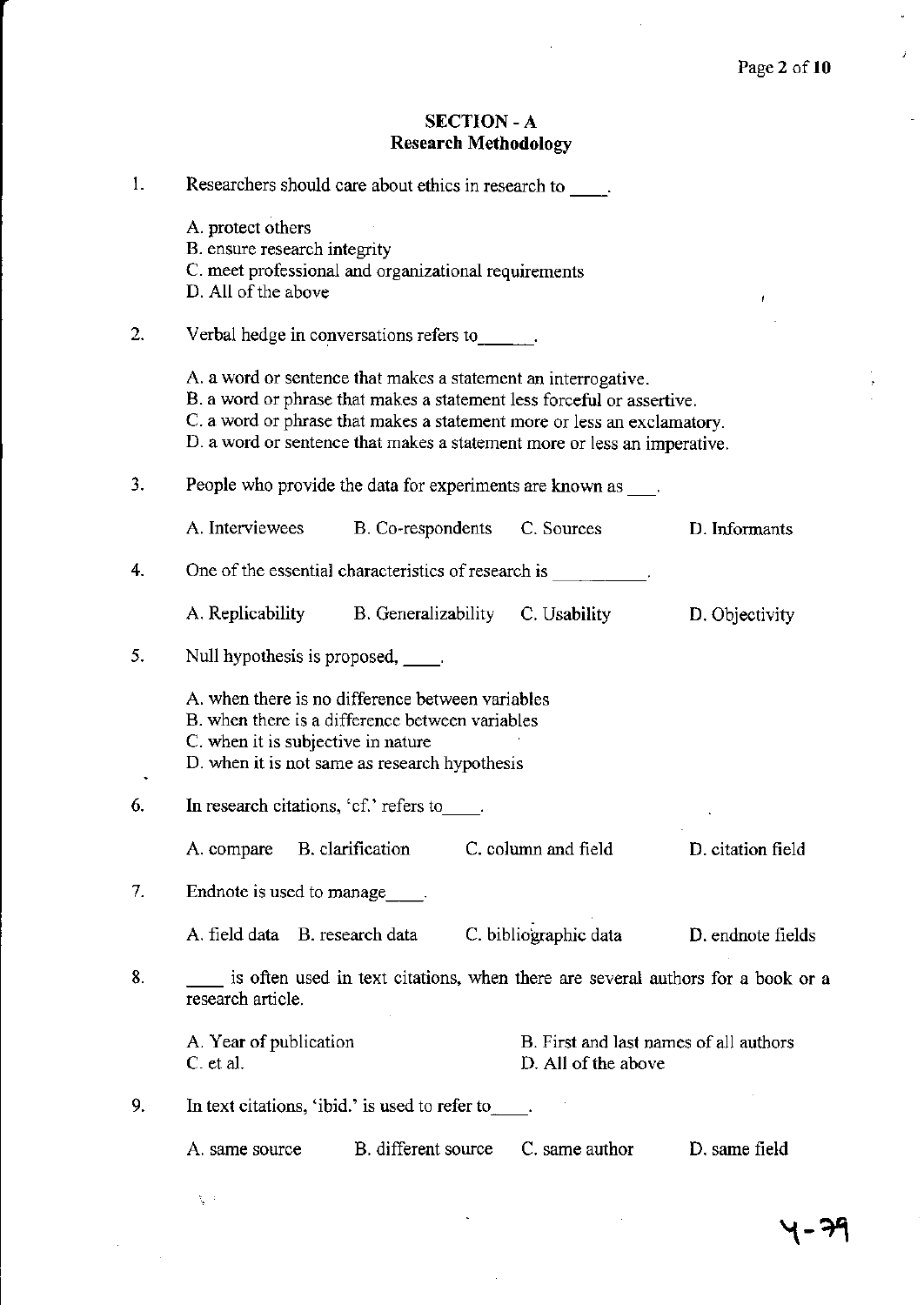## SECTION - A
## Research Methodology

1. Researchers should care about ethics in research to ____.

   A. protect others
   B. ensure research integrity
   C. meet professional and organizational requirements
   D. All of the above

2. Verbal hedge in conversations refers to______.

   A. a word or sentence that makes a statement an interrogative.
   B. a word or phrase that makes a statement less forceful or assertive.
   C. a word or phrase that makes a statement more or less an exclamatory.
   D. a word or sentence that makes a statement more or less an imperative.

3. People who provide the data for experiments are known as ___.

   A. Interviewees  B. Co-respondents  C. Sources  D. Informants

4. One of the essential characteristics of research is __________.

   A. Replicability  B. Generalizability  C. Usability  D. Objectivity

5. Null hypothesis is proposed, ____.

   A. when there is no difference between variables
   B. when there is a difference between variables
   C. when it is subjective in nature
   D. when it is not same as research hypothesis

6. In research citations, 'cf.' refers to____.

   A. compare  B. clarification  C. column and field  D. citation field

7. Endnote is used to manage____.

   A. field data  B. research data  C. bibliographic data  D. endnote fields

8. ____ is often used in text citations, when there are several authors for a book or a research article.

   A. Year of publication  B. First and last names of all authors
   C. et al.  D. All of the above

9. In text citations, 'ibid.' is used to refer to____.

   A. same source  B. different source  C. same author  D. same field

4-79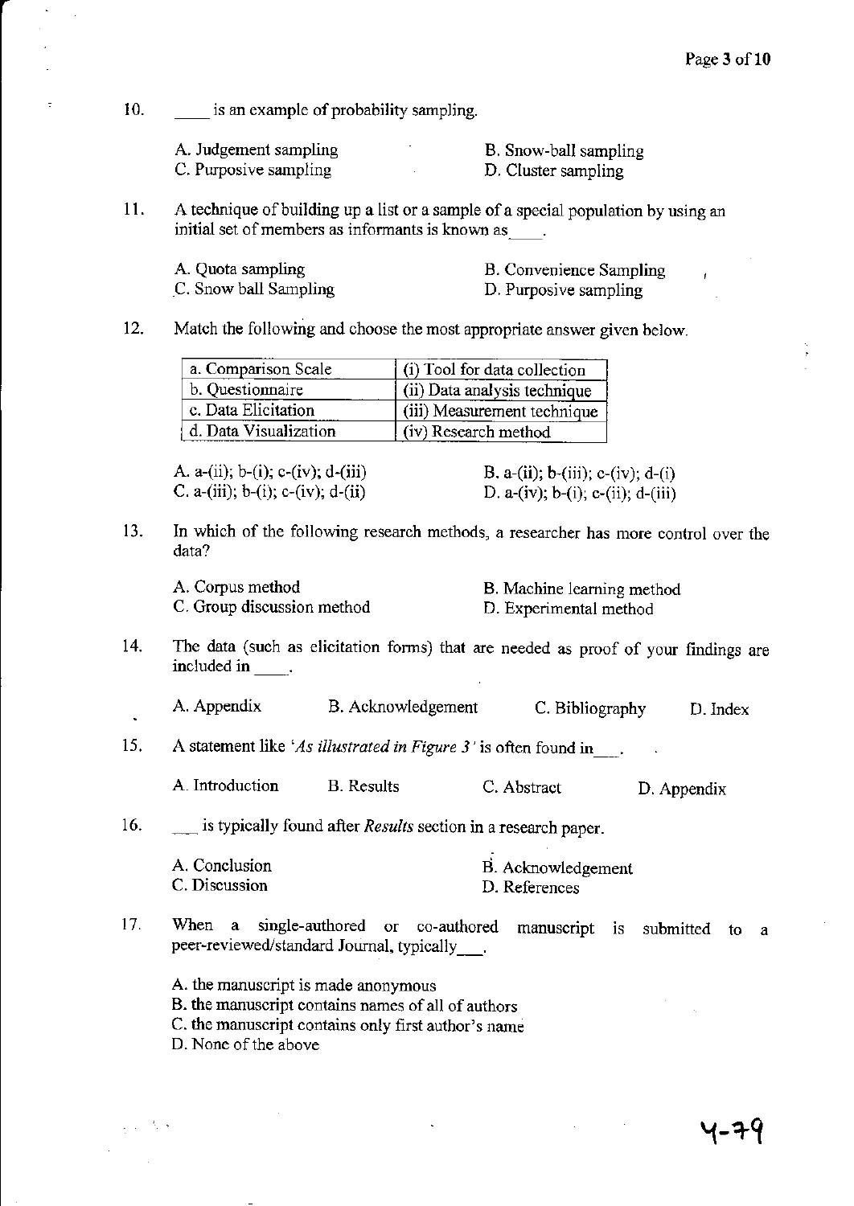10. ____ is an example of probability sampling.

A. Judgement sampling
B. Snow-ball sampling
C. Purposive sampling
D. Cluster sampling

11. A technique of building up a list or a sample of a special population by using an initial set of members as informants is known as____.

A. Quota sampling
B. Convenience Sampling
C. Snow ball Sampling
D. Purposive sampling

12. Match the following and choose the most appropriate answer given below.

| a. Comparison Scale | (i) Tool for data collection |
|---|---|
| b. Questionnaire | (ii) Data analysis technique |
| c. Data Elicitation | (iii) Measurement technique |
| d. Data Visualization | (iv) Research method |

A. a-(ii); b-(i); c-(iv); d-(iii)
B. a-(ii); b-(iii); c-(iv); d-(i)
C. a-(iii); b-(i); c-(iv); d-(ii)
D. a-(iv); b-(i); c-(ii); d-(iii)

13. In which of the following research methods, a researcher has more control over the data?

A. Corpus method
B. Machine learning method
C. Group discussion method
D. Experimental method

14. The data (such as elicitation forms) that are needed as proof of your findings are included in ____.

A. Appendix
B. Acknowledgement
C. Bibliography
D. Index

15. A statement like '*As illustrated in Figure 3*' is often found in___.

A. Introduction
B. Results
C. Abstract
D. Appendix

16. ___ is typically found after *Results* section in a research paper.

A. Conclusion
B. Acknowledgement
C. Discussion
D. References

17. When a single-authored or co-authored manuscript is submitted to a peer-reviewed/standard Journal, typically___.

A. the manuscript is made anonymous
B. the manuscript contains names of all of authors
C. the manuscript contains only first author's name
D. None of the above

4-79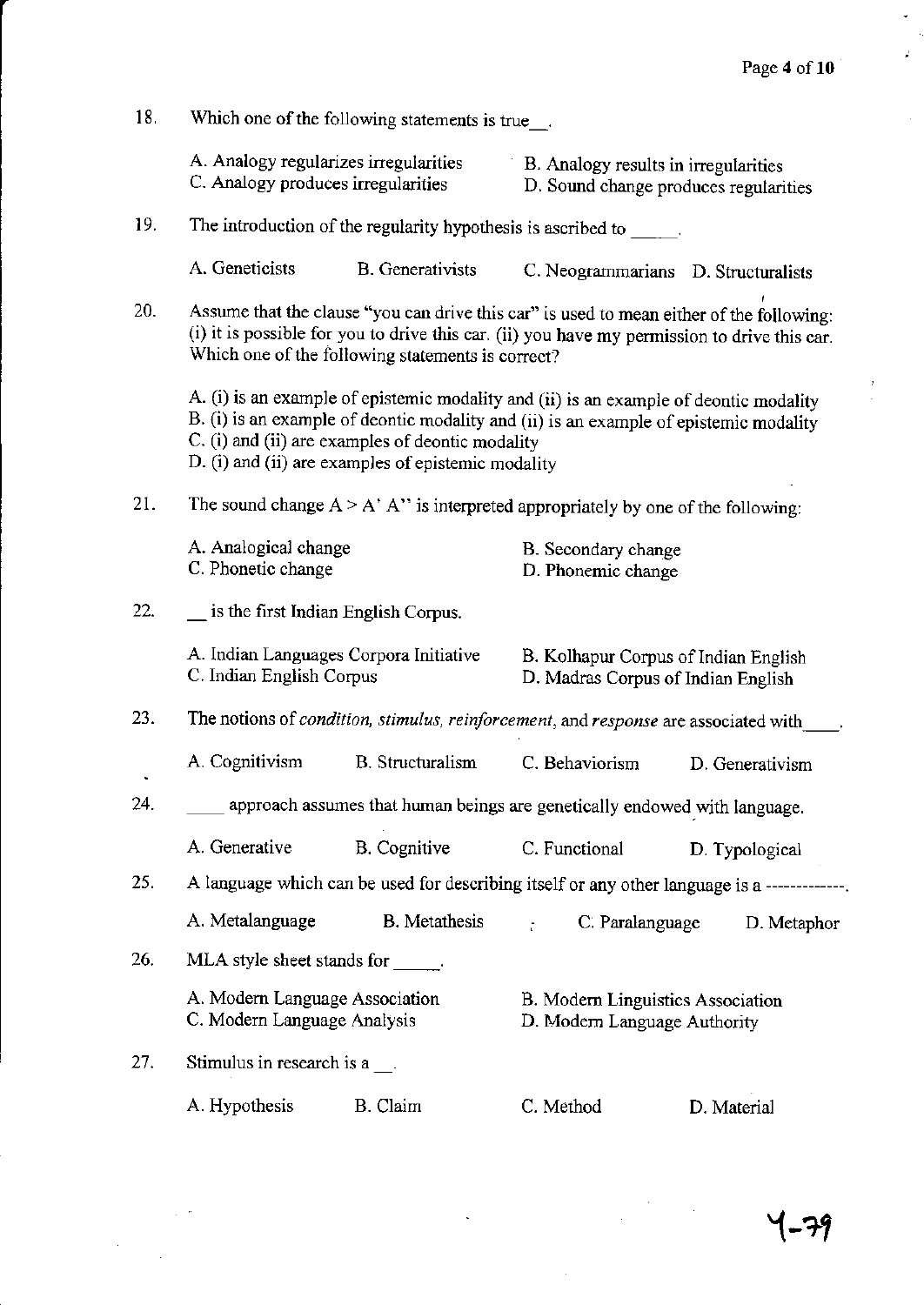18. Which one of the following statements is true__.

A. Analogy regularizes irregularities
B. Analogy results in irregularities
C. Analogy produces irregularities
D. Sound change produces regularities

19. The introduction of the regularity hypothesis is ascribed to _____.

A. Geneticists
B. Generativists
C. Neogrammarians
D. Structuralists

20. Assume that the clause "you can drive this car" is used to mean either of the following: (i) it is possible for you to drive this car. (ii) you have my permission to drive this car. Which one of the following statements is correct?

A. (i) is an example of epistemic modality and (ii) is an example of deontic modality
B. (i) is an example of deontic modality and (ii) is an example of epistemic modality
C. (i) and (ii) are examples of deontic modality
D. (i) and (ii) are examples of epistemic modality

21. The sound change A > A' A'' is interpreted appropriately by one of the following:

A. Analogical change
B. Secondary change
C. Phonetic change
D. Phonemic change

22. __ is the first Indian English Corpus.

A. Indian Languages Corpora Initiative
B. Kolhapur Corpus of Indian English
C. Indian English Corpus
D. Madras Corpus of Indian English

23. The notions of *condition, stimulus, reinforcement*, and *response* are associated with____.

A. Cognitivism
B. Structuralism
C. Behaviorism
D. Generativism

24. ____ approach assumes that human beings are genetically endowed with language.

A. Generative
B. Cognitive
C. Functional
D. Typological

25. A language which can be used for describing itself or any other language is a ------------.

A. Metalanguage
B. Metathesis
C. Paralanguage
D. Metaphor

26. MLA style sheet stands for _____.

A. Modern Language Association
B. Modern Linguistics Association
C. Modern Language Analysis
D. Modern Language Authority

27. Stimulus in research is a __.

A. Hypothesis
B. Claim
C. Method
D. Material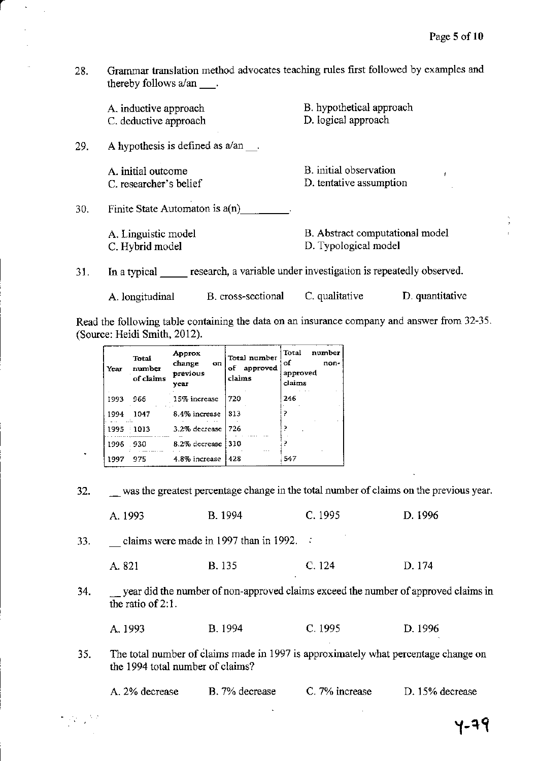28. Grammar translation method advocates teaching rules first followed by examples and thereby follows a/an ___.

A. inductive approach
B. hypothetical approach
C. deductive approach
D. logical approach

29. A hypothesis is defined as a/an __.

A. initial outcome
B. initial observation
C. researcher's belief
D. tentative assumption

30. Finite State Automaton is a(n)_________.

A. Linguistic model
B. Abstract computational model
C. Hybrid model
D. Typological model

31. In a typical _____ research, a variable under investigation is repeatedly observed.

A. longitudinal
B. cross-sectional
C. qualitative
D. quantitative

Read the following table containing the data on an insurance company and answer from 32-35. (Source: Heidi Smith, 2012).

| Year | Total number of claims | Approx change on previous year | Total number of approved claims | Total number of non-approved claims |
|---|---|---|---|---|
| 1993 | 966 | 15% increase | 720 | 246 |
| 1994 | 1047 | 8.4% increase | 813 | ? |
| 1995 | 1013 | 3.2% decrease | 726 | ? |
| 1996 | 930 | 8.2% decrease | 310 | ? |
| 1997 | 975 | 4.8% increase | 428 | 547 |

32. __ was the greatest percentage change in the total number of claims on the previous year.

A. 1993
B. 1994
C. 1995
D. 1996

33. __ claims were made in 1997 than in 1992.

A. 821
B. 135
C. 124
D. 174

34. __ year did the number of non-approved claims exceed the number of approved claims in the ratio of 2:1.

A. 1993
B. 1994
C. 1995
D. 1996

35. The total number of claims made in 1997 is approximately what percentage change on the 1994 total number of claims?

A. 2% decrease
B. 7% decrease
C. 7% increase
D. 15% decrease

Y-79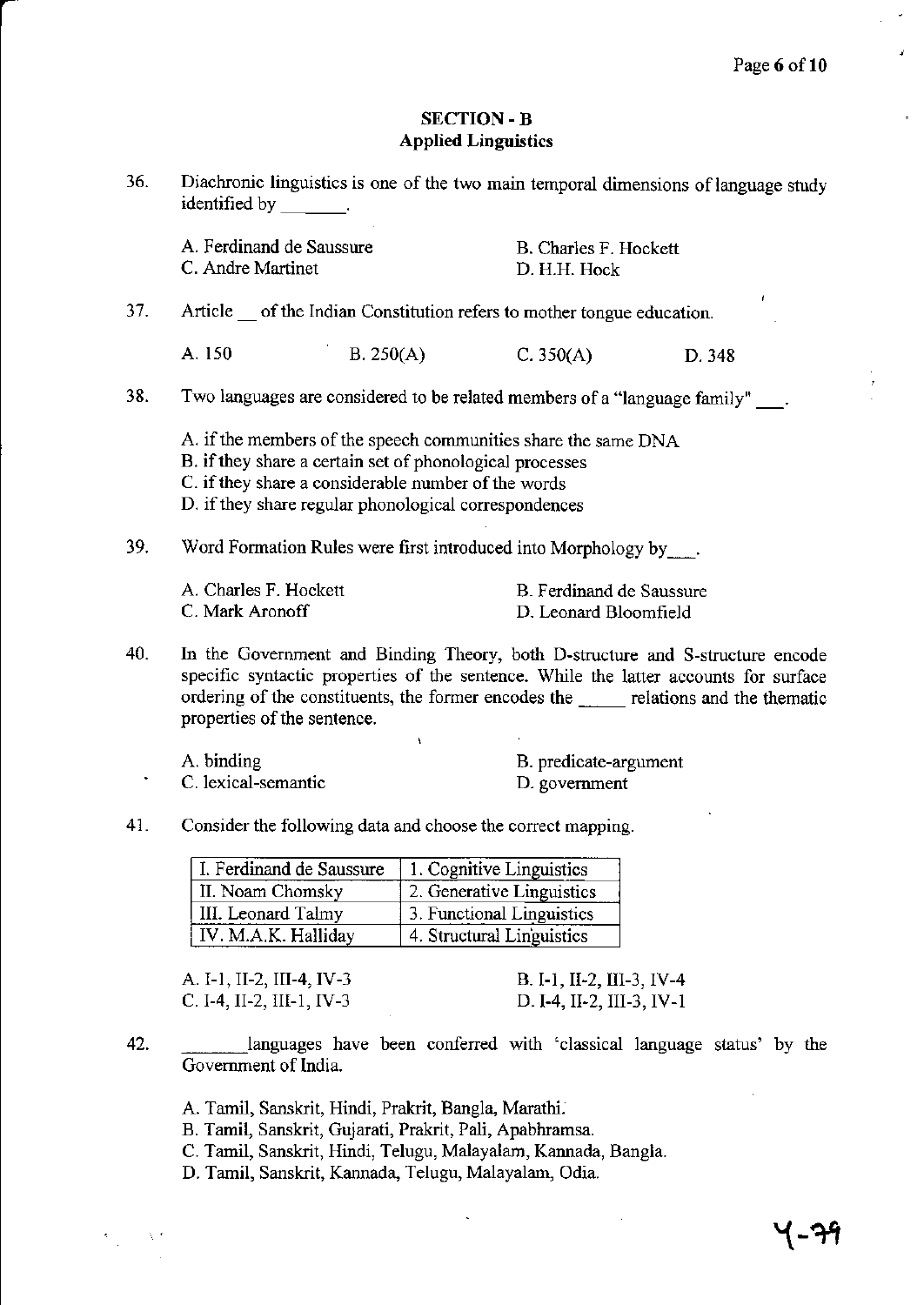## SECTION - B
### Applied Linguistics

36. Diachronic linguistics is one of the two main temporal dimensions of language study identified by _______.

    A. Ferdinand de Saussure
    B. Charles F. Hockett
    C. Andre Martinet
    D. H.H. Hock

37. Article __ of the Indian Constitution refers to mother tongue education.

    A. 150
    B. 250(A)
    C. 350(A)
    D. 348

38. Two languages are considered to be related members of a "language family" ___.

    A. if the members of the speech communities share the same DNA
    B. if they share a certain set of phonological processes
    C. if they share a considerable number of the words
    D. if they share regular phonological correspondences

39. Word Formation Rules were first introduced into Morphology by___.

    A. Charles F. Hockett
    B. Ferdinand de Saussure
    C. Mark Aronoff
    D. Leonard Bloomfield

40. In the Government and Binding Theory, both D-structure and S-structure encode specific syntactic properties of the sentence. While the latter accounts for surface ordering of the constituents, the former encodes the _____ relations and the thematic properties of the sentence.

    A. binding
    B. predicate-argument
    C. lexical-semantic
    D. government

41. Consider the following data and choose the correct mapping.

| I. Ferdinand de Saussure | 1. Cognitive Linguistics |
|---|---|
| II. Noam Chomsky | 2. Generative Linguistics |
| III. Leonard Talmy | 3. Functional Linguistics |
| IV. M.A.K. Halliday | 4. Structural Linguistics |

    A. I-1, II-2, III-4, IV-3
    B. I-1, II-2, III-3, IV-4
    C. I-4, II-2, III-1, IV-3
    D. I-4, II-2, III-3, IV-1

42. _______languages have been conferred with 'classical language status' by the Government of India.

    A. Tamil, Sanskrit, Hindi, Prakrit, Bangla, Marathi.
    B. Tamil, Sanskrit, Gujarati, Prakrit, Pali, Apabhramsa.
    C. Tamil, Sanskrit, Hindi, Telugu, Malayalam, Kannada, Bangla.
    D. Tamil, Sanskrit, Kannada, Telugu, Malayalam, Odia.

Y-79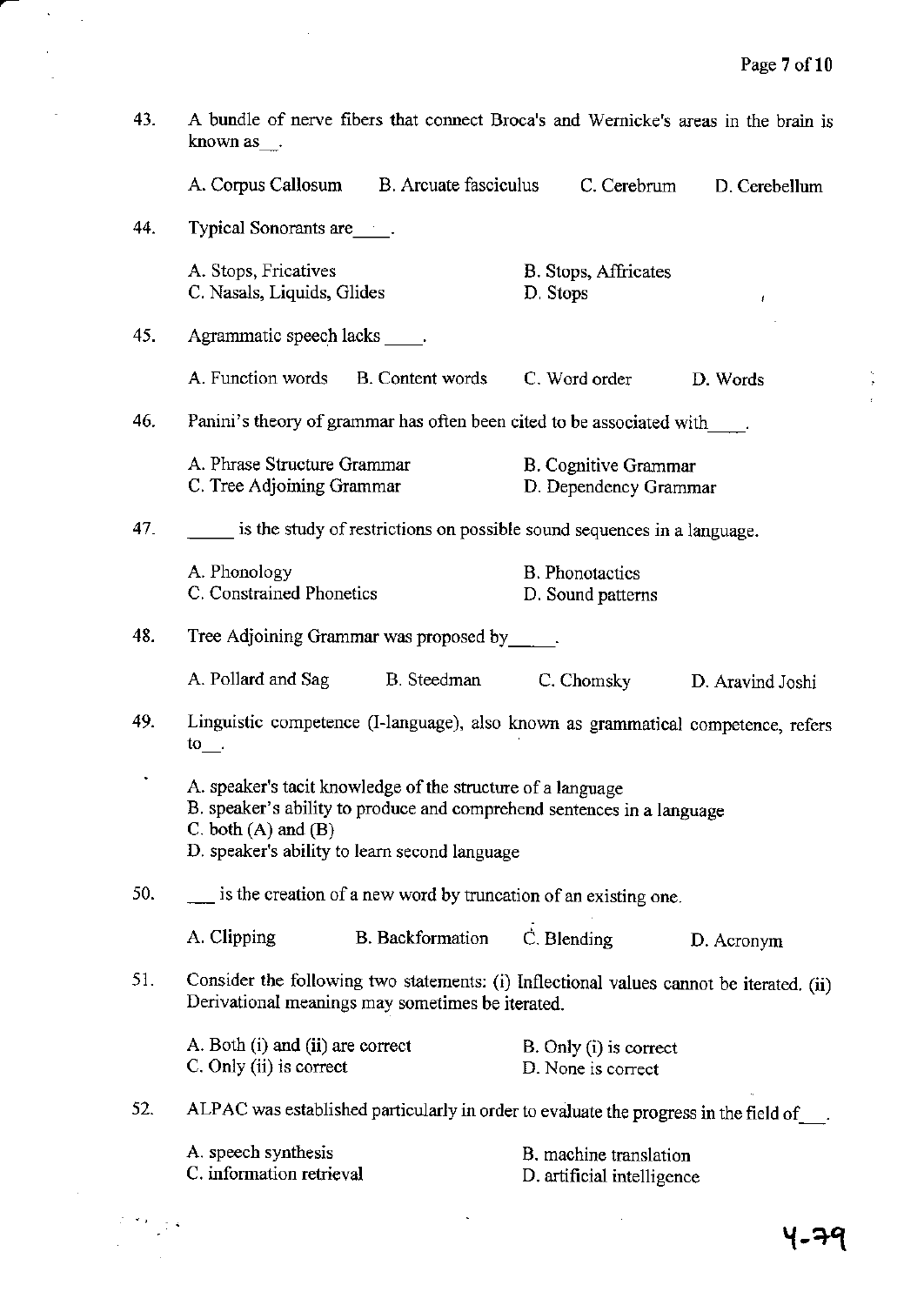43. A bundle of nerve fibers that connect Broca's and Wernicke's areas in the brain is known as __.

A. Corpus Callosum B. Arcuate fasciculus C. Cerebrum D. Cerebellum

44. Typical Sonorants are ____.

A. Stops, Fricatives
B. Stops, Affricates
C. Nasals, Liquids, Glides
D. Stops

45. Agrammatic speech lacks ____.

A. Function words B. Content words C. Word order D. Words

46. Panini's theory of grammar has often been cited to be associated with____.

A. Phrase Structure Grammar
B. Cognitive Grammar
C. Tree Adjoining Grammar
D. Dependency Grammar

47. _____ is the study of restrictions on possible sound sequences in a language.

A. Phonology
B. Phonotactics
C. Constrained Phonetics
D. Sound patterns

48. Tree Adjoining Grammar was proposed by_____.

A. Pollard and Sag B. Steedman C. Chomsky D. Aravind Joshi

49. Linguistic competence (I-language), also known as grammatical competence, refers to__.

A. speaker's tacit knowledge of the structure of a language
B. speaker's ability to produce and comprehend sentences in a language
C. both (A) and (B)
D. speaker's ability to learn second language

50. ___ is the creation of a new word by truncation of an existing one.

A. Clipping B. Backformation C. Blending D. Acronym

51. Consider the following two statements: (i) Inflectional values cannot be iterated. (ii) Derivational meanings may sometimes be iterated.

A. Both (i) and (ii) are correct
B. Only (i) is correct
C. Only (ii) is correct
D. None is correct

52. ALPAC was established particularly in order to evaluate the progress in the field of___.

A. speech synthesis
B. machine translation
C. information retrieval
D. artificial intelligence

4-79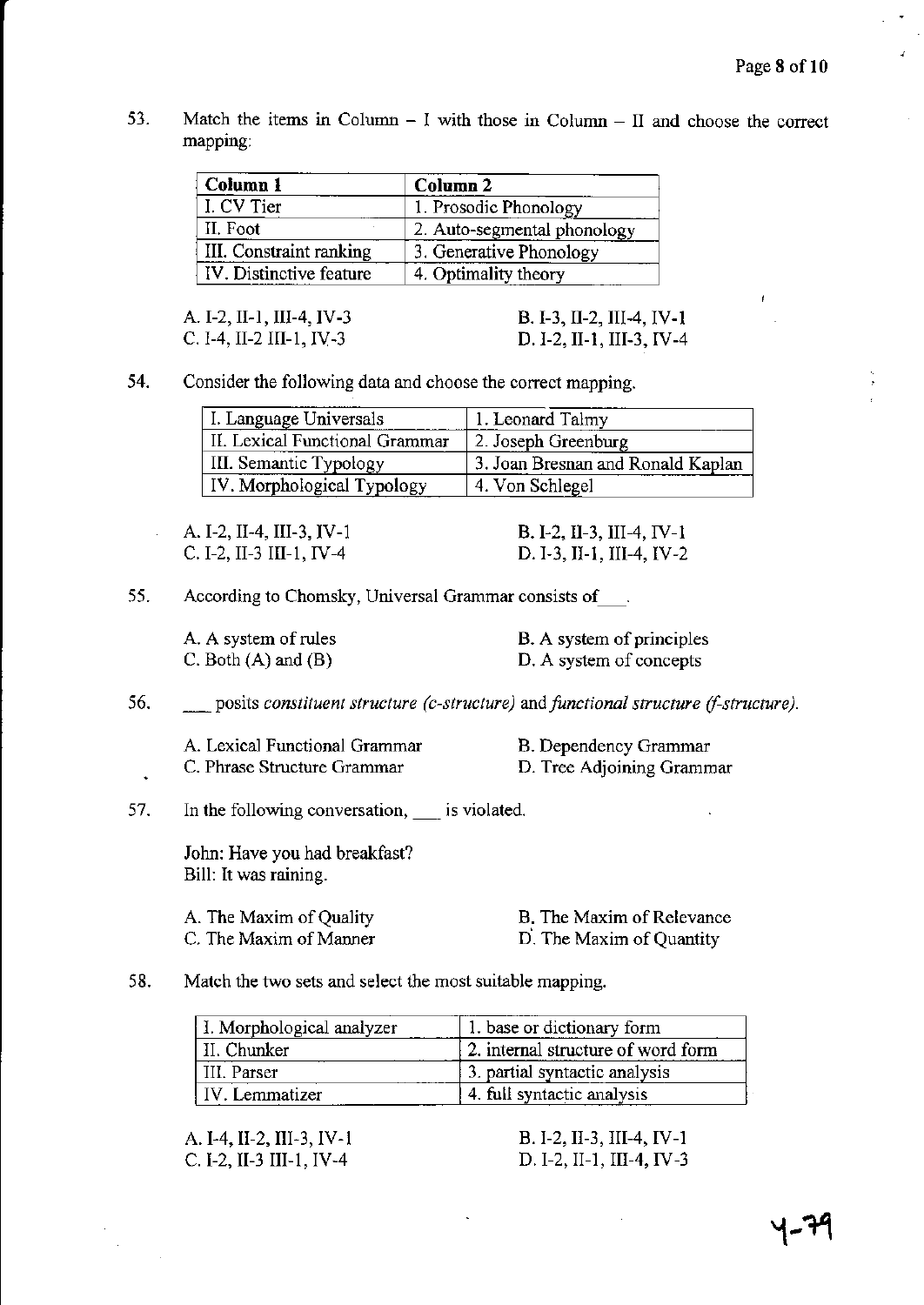53. Match the items in Column – I with those in Column – II and choose the correct mapping:

| Column 1 | Column 2 |
|---|---|
| I. CV Tier | 1. Prosodic Phonology |
| II. Foot | 2. Auto-segmental phonology |
| III. Constraint ranking | 3. Generative Phonology |
| IV. Distinctive feature | 4. Optimality theory |

A. I-2, II-1, III-4, IV-3
B. I-3, II-2, III-4, IV-1
C. I-4, II-2 III-1, IV-3
D. I-2, II-1, III-3, IV-4

54. Consider the following data and choose the correct mapping.

| I. Language Universals | 1. Leonard Talmy |
|---|---|
| II. Lexical Functional Grammar | 2. Joseph Greenburg |
| III. Semantic Typology | 3. Joan Bresnan and Ronald Kaplan |
| IV. Morphological Typology | 4. Von Schlegel |

A. I-2, II-4, III-3, IV-1
B. I-2, II-3, III-4, IV-1
C. I-2, II-3 III-1, IV-4
D. I-3, II-1, III-4, IV-2

55. According to Chomsky, Universal Grammar consists of ___.

A. A system of rules
B. A system of principles
C. Both (A) and (B)
D. A system of concepts

56. ___ posits *constituent structure (c-structure)* and *functional structure (f-structure)*.

A. Lexical Functional Grammar
B. Dependency Grammar
C. Phrase Structure Grammar
D. Tree Adjoining Grammar

57. In the following conversation, ___ is violated.

John: Have you had breakfast?
Bill: It was raining.

A. The Maxim of Quality
B. The Maxim of Relevance
C. The Maxim of Manner
D. The Maxim of Quantity

58. Match the two sets and select the most suitable mapping.

| I. Morphological analyzer | 1. base or dictionary form |
|---|---|
| II. Chunker | 2. internal structure of word form |
| III. Parser | 3. partial syntactic analysis |
| IV. Lemmatizer | 4. full syntactic analysis |

A. I-4, II-2, III-3, IV-1
B. I-2, II-3, III-4, IV-1
C. I-2, II-3 III-1, IV-4
D. I-2, II-1, III-4, IV-3

Y-79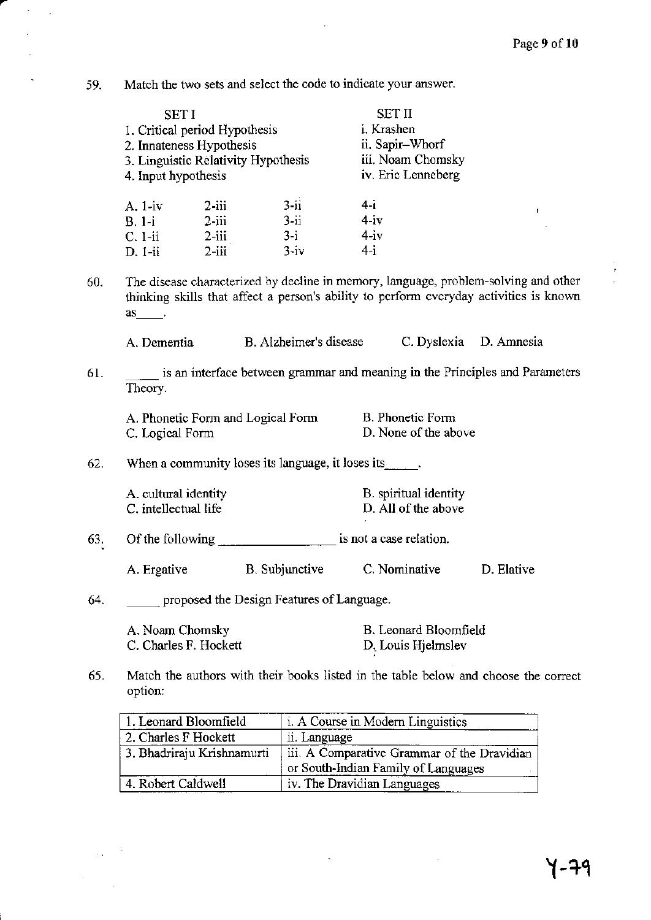59. Match the two sets and select the code to indicate your answer.

| SET I | SET II |
|---|---|
| 1. Critical period Hypothesis | i. Krashen |
| 2. Innateness Hypothesis | ii. Sapir–Whorf |
| 3. Linguistic Relativity Hypothesis | iii. Noam Chomsky |
| 4. Input hypothesis | iv. Eric Lenneberg |

| | | | |
|---|---|---|---|
| A. 1-iv | 2-iii | 3-ii | 4-i |
| B. 1-i | 2-iii | 3-ii | 4-iv |
| C. 1-ii | 2-iii | 3-i | 4-iv |
| D. 1-ii | 2-iii | 3-iv | 4-i |

60. The disease characterized by decline in memory, language, problem-solving and other thinking skills that affect a person's ability to perform everyday activities is known as____.

A. Dementia B. Alzheimer's disease C. Dyslexia D. Amnesia

61. ____ is an interface between grammar and meaning in the Principles and Parameters Theory.

A. Phonetic Form and Logical Form
B. Phonetic Form
C. Logical Form
D. None of the above

62. When a community loses its language, it loses its_____.

A. cultural identity
B. spiritual identity
C. intellectual life
D. All of the above

63. Of the following ________________ is not a case relation.

A. Ergative B. Subjunctive C. Nominative D. Elative

64. _____ proposed the Design Features of Language.

A. Noam Chomsky
B. Leonard Bloomfield
C. Charles F. Hockett
D. Louis Hjelmslev

65. Match the authors with their books listed in the table below and choose the correct option:

| | |
|---|---|
| 1. Leonard Bloomfield | i. A Course in Modern Linguistics |
| 2. Charles F Hockett | ii. Language |
| 3. Bhadriraju Krishnamurti | iii. A Comparative Grammar of the Dravidian or South-Indian Family of Languages |
| 4. Robert Caldwell | iv. The Dravidian Languages |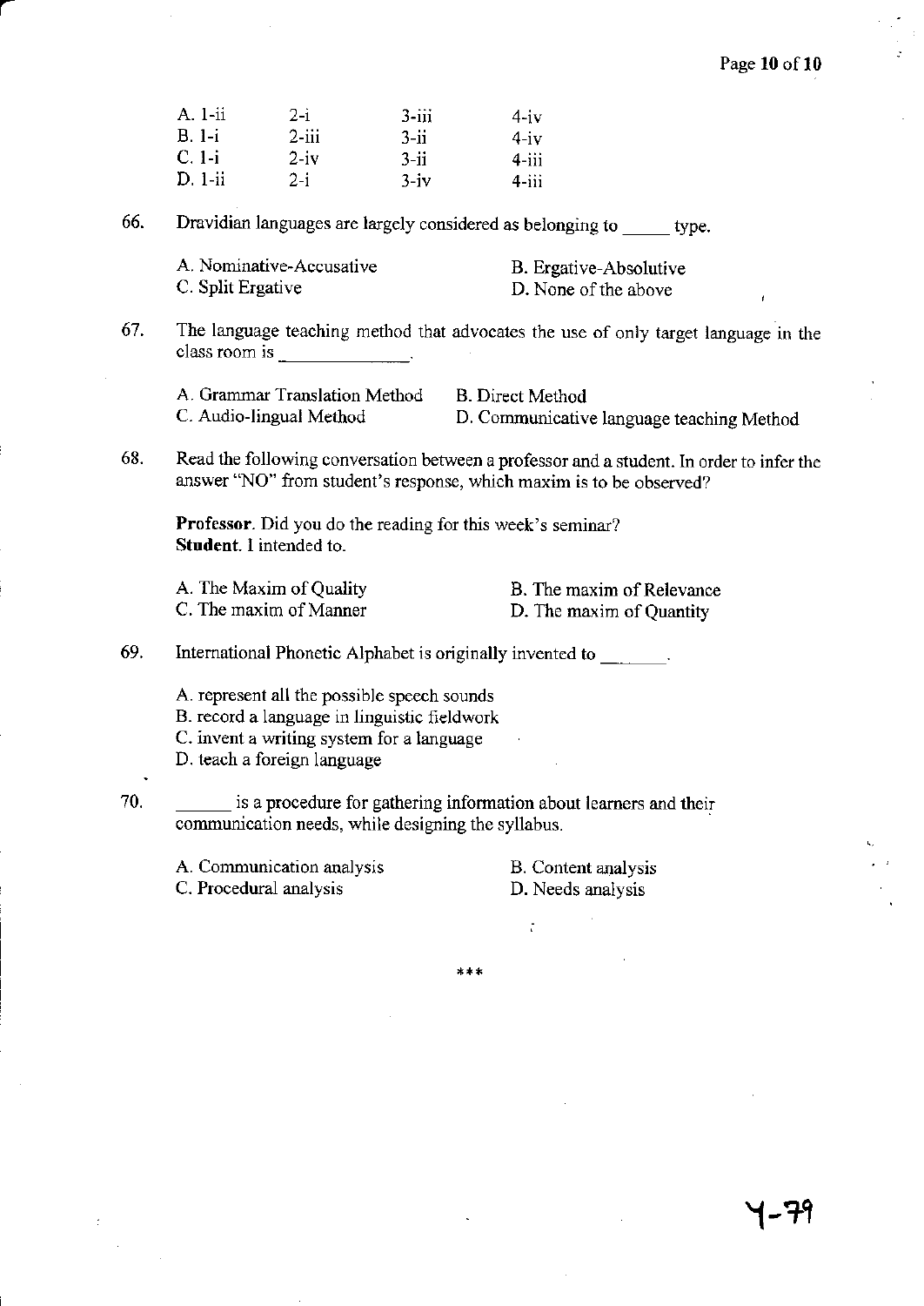| A. 1-ii | 2-i | 3-iii | 4-iv |
|---|---|---|---|
| B. 1-i | 2-iii | 3-ii | 4-iv |
| C. 1-i | 2-iv | 3-ii | 4-iii |
| D. 1-ii | 2-i | 3-iv | 4-iii |

66. Dravidian languages are largely considered as belonging to _____ type.

A. Nominative-Accusative
B. Ergative-Absolutive
C. Split Ergative
D. None of the above

67. The language teaching method that advocates the use of only target language in the class room is ____________.

A. Grammar Translation Method
B. Direct Method
C. Audio-lingual Method
D. Communicative language teaching Method

68. Read the following conversation between a professor and a student. In order to infer the answer "NO" from student's response, which maxim is to be observed?

**Professor**. Did you do the reading for this week's seminar?
**Student**. I intended to.

A. The Maxim of Quality
B. The maxim of Relevance
C. The maxim of Manner
D. The maxim of Quantity

69. International Phonetic Alphabet is originally invented to _______.

A. represent all the possible speech sounds
B. record a language in linguistic fieldwork
C. invent a writing system for a language
D. teach a foreign language

70. ______ is a procedure for gathering information about learners and their communication needs, while designing the syllabus.

A. Communication analysis
B. Content analysis
C. Procedural analysis
D. Needs analysis

***

Y-79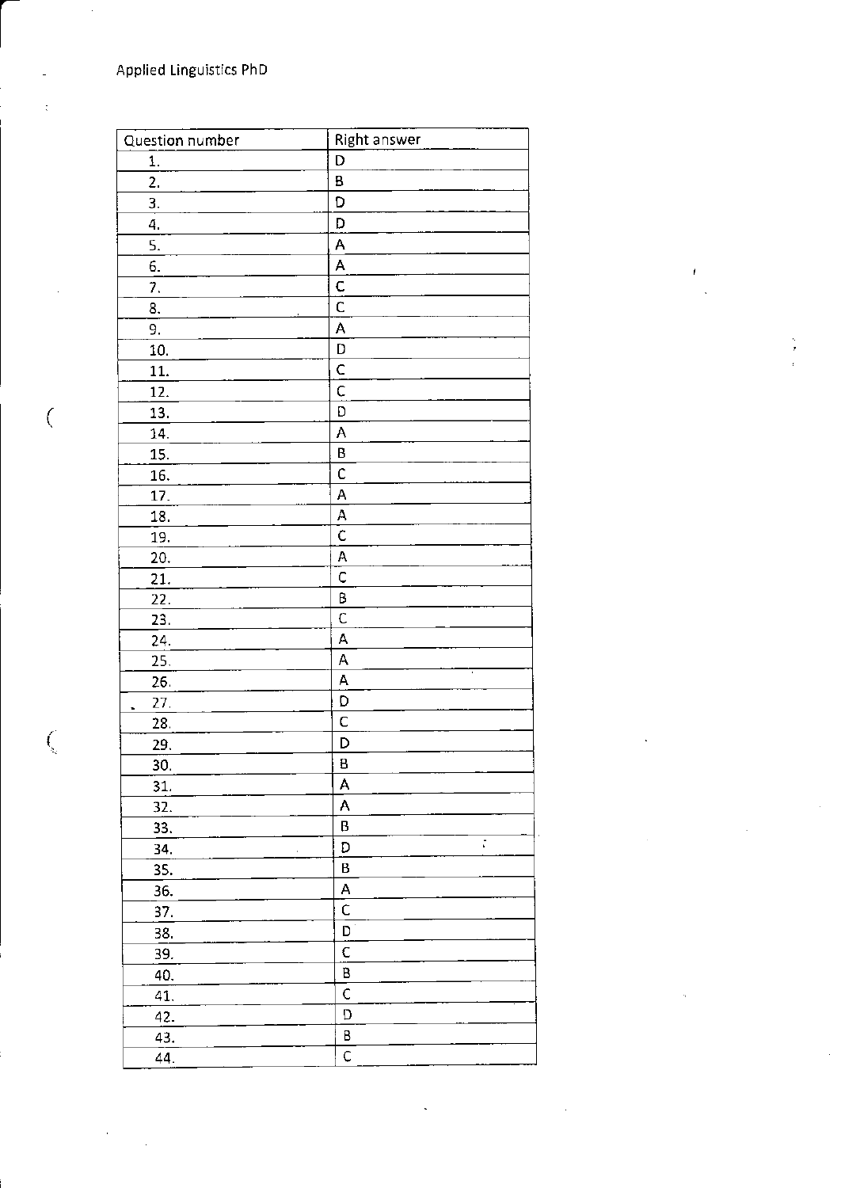Applied Linguistics PhD

| Question number | Right answer |
|---|---|
| 1. | D |
| 2. | B |
| 3. | D |
| 4. | D |
| 5. | A |
| 6. | A |
| 7. | C |
| 8. | C |
| 9. | A |
| 10. | D |
| 11. | C |
| 12. | C |
| 13. | D |
| 14. | A |
| 15. | B |
| 16. | C |
| 17. | A |
| 18. | A |
| 19. | C |
| 20. | A |
| 21. | C |
| 22. | B |
| 23. | C |
| 24. | A |
| 25. | A |
| 26. | A |
| 27. | D |
| 28. | C |
| 29. | D |
| 30. | B |
| 31. | A |
| 32. | A |
| 33. | B |
| 34. | D |
| 35. | B |
| 36. | A |
| 37. | C |
| 38. | D |
| 39. | C |
| 40. | B |
| 41. | C |
| 42. | D |
| 43. | B |
| 44. | C |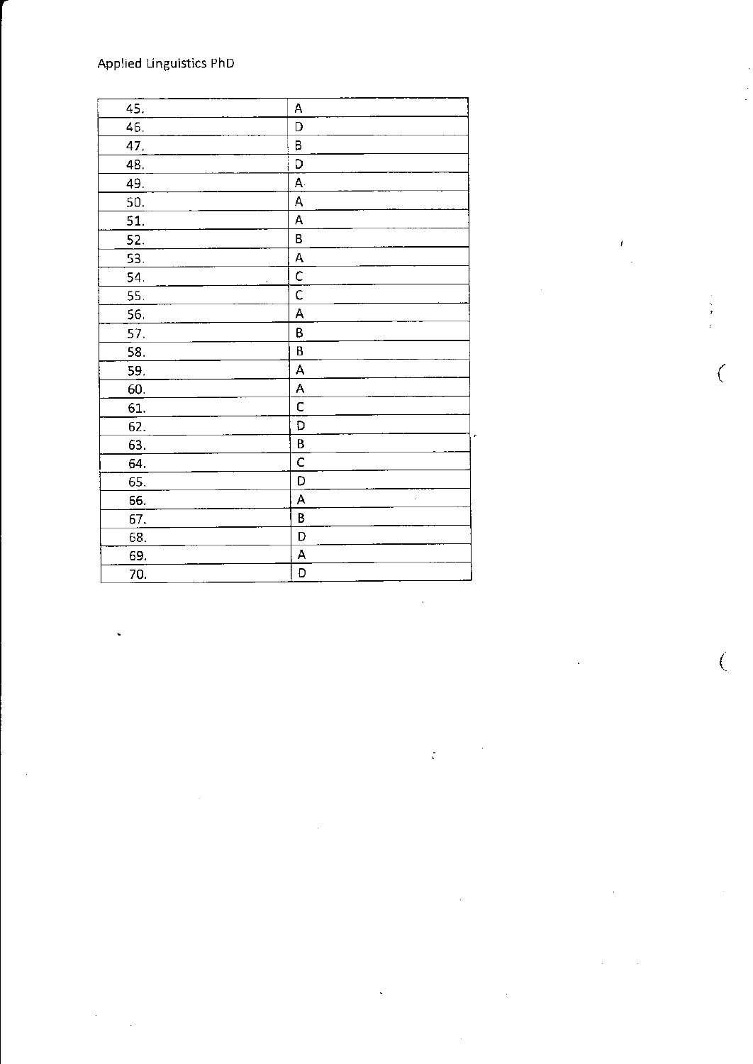Applied Linguistics PhD

| | |
|---|---|
| 45. | A |
| 46. | D |
| 47. | B |
| 48. | D |
| 49. | A |
| 50. | A |
| 51. | A |
| 52. | B |
| 53. | A |
| 54. | C |
| 55. | C |
| 56. | A |
| 57. | B |
| 58. | B |
| 59. | A |
| 60. | A |
| 61. | C |
| 62. | D |
| 63. | B |
| 64. | C |
| 65. | D |
| 66. | A |
| 67. | B |
| 68. | D |
| 69. | A |
| 70. | D |